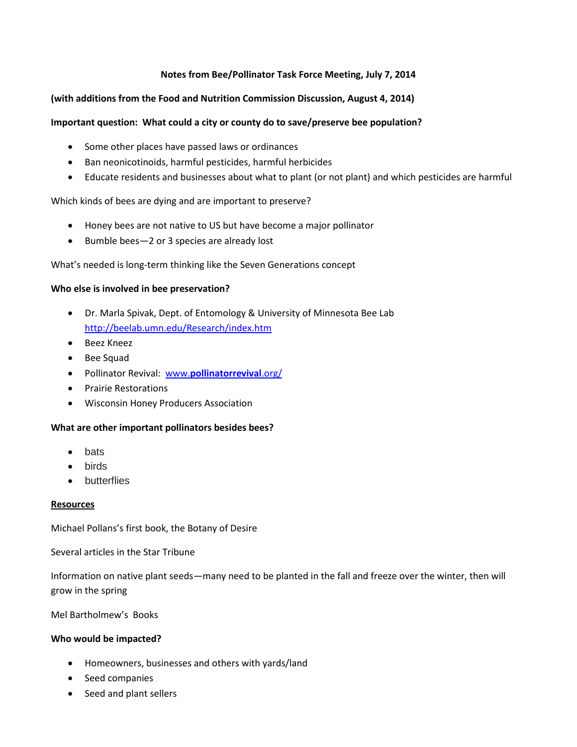**Notes from Bee/Pollinator Task Force Meeting, July 7, 2014**

**(with additions from the Food and Nutrition Commission Discussion, August 4, 2014)**

**Important question: What could a city or county do to save/preserve bee population?**

- Some other places have passed laws or ordinances
- Ban neonicotinoids, harmful pesticides, harmful herbicides
- Educate residents and businesses about what to plant (or not plant) and which pesticides are harmful

Which kinds of bees are dying and are important to preserve?

- Honey bees are not native to US but have become a major pollinator
- Bumble bees—2 or 3 species are already lost

What's needed is long-term thinking like the Seven Generations concept

**Who else is involved in bee preservation?**

- Dr. Marla Spivak, Dept. of Entomology & University of Minnesota Bee Lab http://beelab.umn.edu/Research/index.htm
- Beez Kneez
- Bee Squad
- Pollinator Revival: www.**pollinatorrevival**.org/
- Prairie Restorations
- Wisconsin Honey Producers Association

**What are other important pollinators besides bees?**

- bats
- birds
- butterflies

**Resources**

Michael Pollans's first book, the Botany of Desire

Several articles in the Star Tribune

Information on native plant seeds—many need to be planted in the fall and freeze over the winter, then will grow in the spring

Mel Bartholmew's Books

**Who would be impacted?**

- Homeowners, businesses and others with yards/land
- Seed companies
- Seed and plant sellers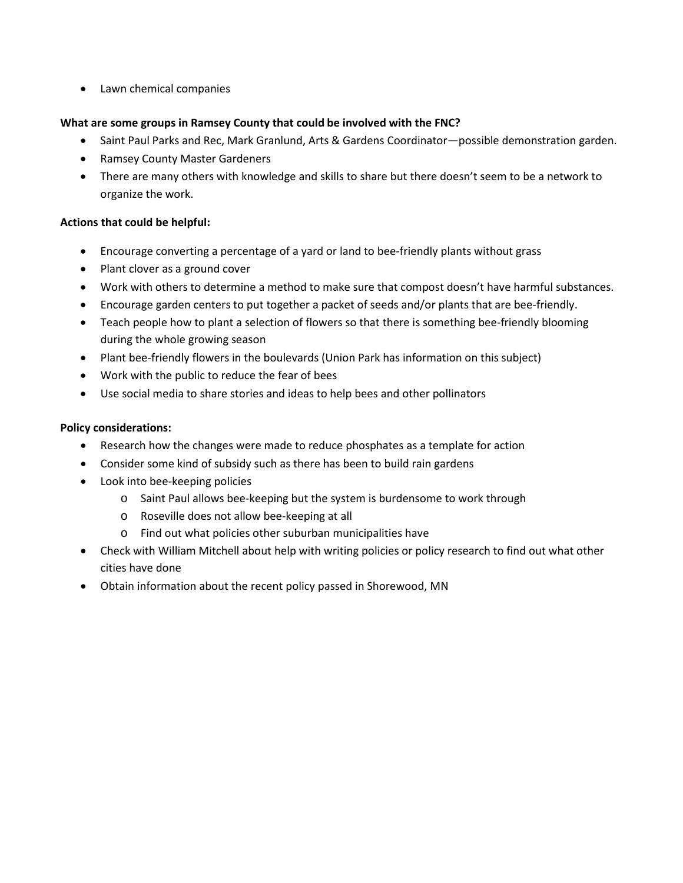- Lawn chemical companies

**What are some groups in Ramsey County that could be involved with the FNC?**

- Saint Paul Parks and Rec, Mark Granlund, Arts & Gardens Coordinator—possible demonstration garden.
- Ramsey County Master Gardeners
- There are many others with knowledge and skills to share but there doesn't seem to be a network to organize the work.

**Actions that could be helpful:**

- Encourage converting a percentage of a yard or land to bee-friendly plants without grass
- Plant clover as a ground cover
- Work with others to determine a method to make sure that compost doesn't have harmful substances.
- Encourage garden centers to put together a packet of seeds and/or plants that are bee-friendly.
- Teach people how to plant a selection of flowers so that there is something bee-friendly blooming during the whole growing season
- Plant bee-friendly flowers in the boulevards (Union Park has information on this subject)
- Work with the public to reduce the fear of bees
- Use social media to share stories and ideas to help bees and other pollinators

**Policy considerations:**

- Research how the changes were made to reduce phosphates as a template for action
- Consider some kind of subsidy such as there has been to build rain gardens
- Look into bee-keeping policies
  - Saint Paul allows bee-keeping but the system is burdensome to work through
  - Roseville does not allow bee-keeping at all
  - Find out what policies other suburban municipalities have
- Check with William Mitchell about help with writing policies or policy research to find out what other cities have done
- Obtain information about the recent policy passed in Shorewood, MN